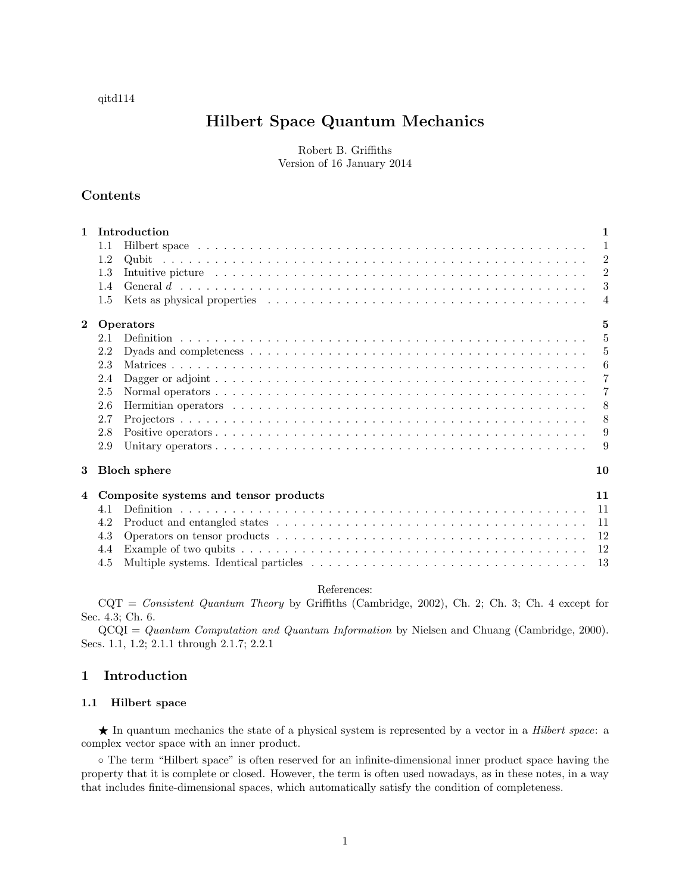qitd114

# Hilbert Space Quantum Mechanics

Robert B. Griffiths
Version of 16 January 2014

## Contents

| | | |
|---|---|---|
| **1** | **Introduction** | **1** |
| 1.1 | Hilbert space | 1 |
| 1.2 | Qubit | 2 |
| 1.3 | Intuitive picture | 2 |
| 1.4 | General $d$ | 3 |
| 1.5 | Kets as physical properties | 4 |
| **2** | **Operators** | **5** |
| 2.1 | Definition | 5 |
| 2.2 | Dyads and completeness | 5 |
| 2.3 | Matrices | 6 |
| 2.4 | Dagger or adjoint | 7 |
| 2.5 | Normal operators | 7 |
| 2.6 | Hermitian operators | 8 |
| 2.7 | Projectors | 8 |
| 2.8 | Positive operators | 9 |
| 2.9 | Unitary operators | 9 |
| **3** | **Bloch sphere** | **10** |
| **4** | **Composite systems and tensor products** | **11** |
| 4.1 | Definition | 11 |
| 4.2 | Product and entangled states | 11 |
| 4.3 | Operators on tensor products | 12 |
| 4.4 | Example of two qubits | 12 |
| 4.5 | Multiple systems. Identical particles | 13 |

References:

CQT = *Consistent Quantum Theory* by Griffiths (Cambridge, 2002), Ch. 2; Ch. 3; Ch. 4 except for Sec. 4.3; Ch. 6.

QCQI = *Quantum Computation and Quantum Information* by Nielsen and Chuang (Cambridge, 2000). Secs. 1.1, 1.2; 2.1.1 through 2.1.7; 2.2.1

## 1 Introduction

### 1.1 Hilbert space

★ In quantum mechanics the state of a physical system is represented by a vector in a *Hilbert space*: a complex vector space with an inner product.

◦ The term "Hilbert space" is often reserved for an infinite-dimensional inner product space having the property that it is complete or closed. However, the term is often used nowadays, as in these notes, in a way that includes finite-dimensional spaces, which automatically satisfy the condition of completeness.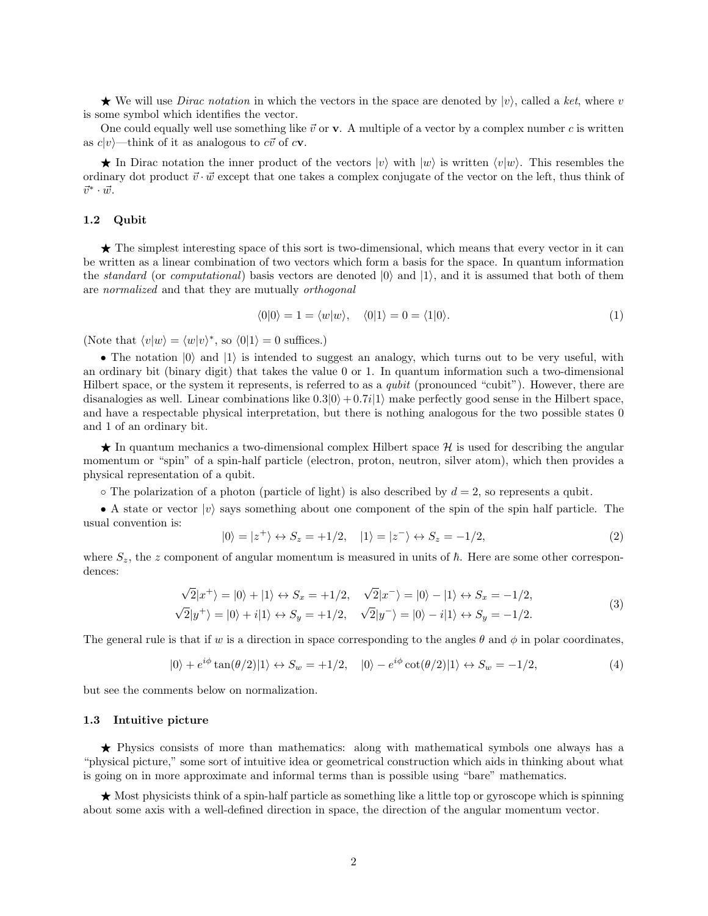★ We will use *Dirac notation* in which the vectors in the space are denoted by $|v\rangle$, called a *ket*, where $v$ is some symbol which identifies the vector.

One could equally well use something like $\vec{v}$ or $\mathbf{v}$. A multiple of a vector by a complex number $c$ is written as $c|v\rangle$—think of it as analogous to $c\vec{v}$ of $c\mathbf{v}$.

★ In Dirac notation the inner product of the vectors $|v\rangle$ with $|w\rangle$ is written $\langle v|w\rangle$. This resembles the ordinary dot product $\vec{v}\cdot\vec{w}$ except that one takes a complex conjugate of the vector on the left, thus think of $\vec{v}^*\cdot\vec{w}$.

### 1.2 Qubit

★ The simplest interesting space of this sort is two-dimensional, which means that every vector in it can be written as a linear combination of two vectors which form a basis for the space. In quantum information the *standard* (or *computational*) basis vectors are denoted $|0\rangle$ and $|1\rangle$, and it is assumed that both of them are *normalized* and that they are mutually *orthogonal*

$$\langle 0|0\rangle = 1 = \langle w|w\rangle, \quad \langle 0|1\rangle = 0 = \langle 1|0\rangle. \tag{1}$$

(Note that $\langle v|w\rangle = \langle w|v\rangle^*$, so $\langle 0|1\rangle = 0$ suffices.)

• The notation $|0\rangle$ and $|1\rangle$ is intended to suggest an analogy, which turns out to be very useful, with an ordinary bit (binary digit) that takes the value 0 or 1. In quantum information such a two-dimensional Hilbert space, or the system it represents, is referred to as a *qubit* (pronounced "cubit"). However, there are disanalogies as well. Linear combinations like $0.3|0\rangle + 0.7i|1\rangle$ make perfectly good sense in the Hilbert space, and have a respectable physical interpretation, but there is nothing analogous for the two possible states 0 and 1 of an ordinary bit.

★ In quantum mechanics a two-dimensional complex Hilbert space $\mathcal{H}$ is used for describing the angular momentum or "spin" of a spin-half particle (electron, proton, neutron, silver atom), which then provides a physical representation of a qubit.

◦ The polarization of a photon (particle of light) is also described by $d = 2$, so represents a qubit.

• A state or vector $|v\rangle$ says something about one component of the spin of the spin half particle. The usual convention is:

$$|0\rangle = |z^+\rangle \leftrightarrow S_z = +1/2, \quad |1\rangle = |z^-\rangle \leftrightarrow S_z = -1/2, \tag{2}$$

where $S_z$, the $z$ component of angular momentum is measured in units of $\hbar$. Here are some other correspondences:

$$\begin{aligned} \sqrt{2}|x^+\rangle = |0\rangle + |1\rangle \leftrightarrow S_x = +1/2, \quad \sqrt{2}|x^-\rangle = |0\rangle - |1\rangle \leftrightarrow S_x = -1/2, \\ \sqrt{2}|y^+\rangle = |0\rangle + i|1\rangle \leftrightarrow S_y = +1/2, \quad \sqrt{2}|y^-\rangle = |0\rangle - i|1\rangle \leftrightarrow S_y = -1/2. \end{aligned} \tag{3}$$

The general rule is that if $w$ is a direction in space corresponding to the angles $\theta$ and $\phi$ in polar coordinates,

$$|0\rangle + e^{i\phi}\tan(\theta/2)|1\rangle \leftrightarrow S_w = +1/2, \quad |0\rangle - e^{i\phi}\cot(\theta/2)|1\rangle \leftrightarrow S_w = -1/2, \tag{4}$$

but see the comments below on normalization.

### 1.3 Intuitive picture

★ Physics consists of more than mathematics: along with mathematical symbols one always has a "physical picture," some sort of intuitive idea or geometrical construction which aids in thinking about what is going on in more approximate and informal terms than is possible using "bare" mathematics.

★ Most physicists think of a spin-half particle as something like a little top or gyroscope which is spinning about some axis with a well-defined direction in space, the direction of the angular momentum vector.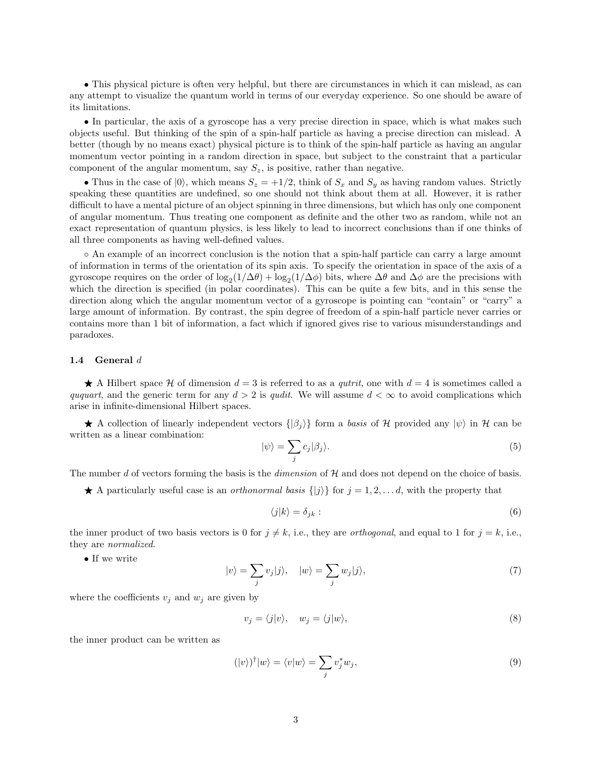• This physical picture is often very helpful, but there are circumstances in which it can mislead, as can any attempt to visualize the quantum world in terms of our everyday experience. So one should be aware of its limitations.

• In particular, the axis of a gyroscope has a very precise direction in space, which is what makes such objects useful. But thinking of the spin of a spin-half particle as having a precise direction can mislead. A better (though by no means exact) physical picture is to think of the spin-half particle as having an angular momentum vector pointing in a random direction in space, but subject to the constraint that a particular component of the angular momentum, say $S_z$, is positive, rather than negative.

• Thus in the case of $|0\rangle$, which means $S_z = +1/2$, think of $S_x$ and $S_y$ as having random values. Strictly speaking these quantities are undefined, so one should not think about them at all. However, it is rather difficult to have a mental picture of an object spinning in three dimensions, but which has only one component of angular momentum. Thus treating one component as definite and the other two as random, while not an exact representation of quantum physics, is less likely to lead to incorrect conclusions than if one thinks of all three components as having well-defined values.

◦ An example of an incorrect conclusion is the notion that a spin-half particle can carry a large amount of information in terms of the orientation of its spin axis. To specify the orientation in space of the axis of a gyroscope requires on the order of $\log_2(1/\Delta\theta) + \log_2(1/\Delta\phi)$ bits, where $\Delta\theta$ and $\Delta\phi$ are the precisions with which the direction is specified (in polar coordinates). This can be quite a few bits, and in this sense the direction along which the angular momentum vector of a gyroscope is pointing can "contain" or "carry" a large amount of information. By contrast, the spin degree of freedom of a spin-half particle never carries or contains more than 1 bit of information, a fact which if ignored gives rise to various misunderstandings and paradoxes.

### 1.4 General $d$

★ A Hilbert space $\mathcal{H}$ of dimension $d = 3$ is referred to as a *qutrit*, one with $d = 4$ is sometimes called a *ququart*, and the generic term for any $d > 2$ is *qudit*. We will assume $d < \infty$ to avoid complications which arise in infinite-dimensional Hilbert spaces.

★ A collection of linearly independent vectors $\{|\beta_j\rangle\}$ form a *basis* of $\mathcal{H}$ provided any $|\psi\rangle$ in $\mathcal{H}$ can be written as a linear combination:

$$|\psi\rangle = \sum_j c_j |\beta_j\rangle. \tag{5}$$

The number $d$ of vectors forming the basis is the *dimension* of $\mathcal{H}$ and does not depend on the choice of basis.

★ A particularly useful case is an *orthonormal basis* $\{|j\rangle\}$ for $j = 1, 2, \ldots d$, with the property that

$$\langle j|k\rangle = \delta_{jk} : \tag{6}$$

the inner product of two basis vectors is 0 for $j \neq k$, i.e., they are *orthogonal*, and equal to 1 for $j = k$, i.e., they are *normalized*.

• If we write

$$|v\rangle = \sum_j v_j |j\rangle, \quad |w\rangle = \sum_j w_j |j\rangle, \tag{7}$$

where the coefficients $v_j$ and $w_j$ are given by

$$v_j = \langle j|v\rangle, \quad w_j = \langle j|w\rangle, \tag{8}$$

the inner product can be written as

$$(|v\rangle)^\dagger |w\rangle = \langle v|w\rangle = \sum_j v_j^* w_j, \tag{9}$$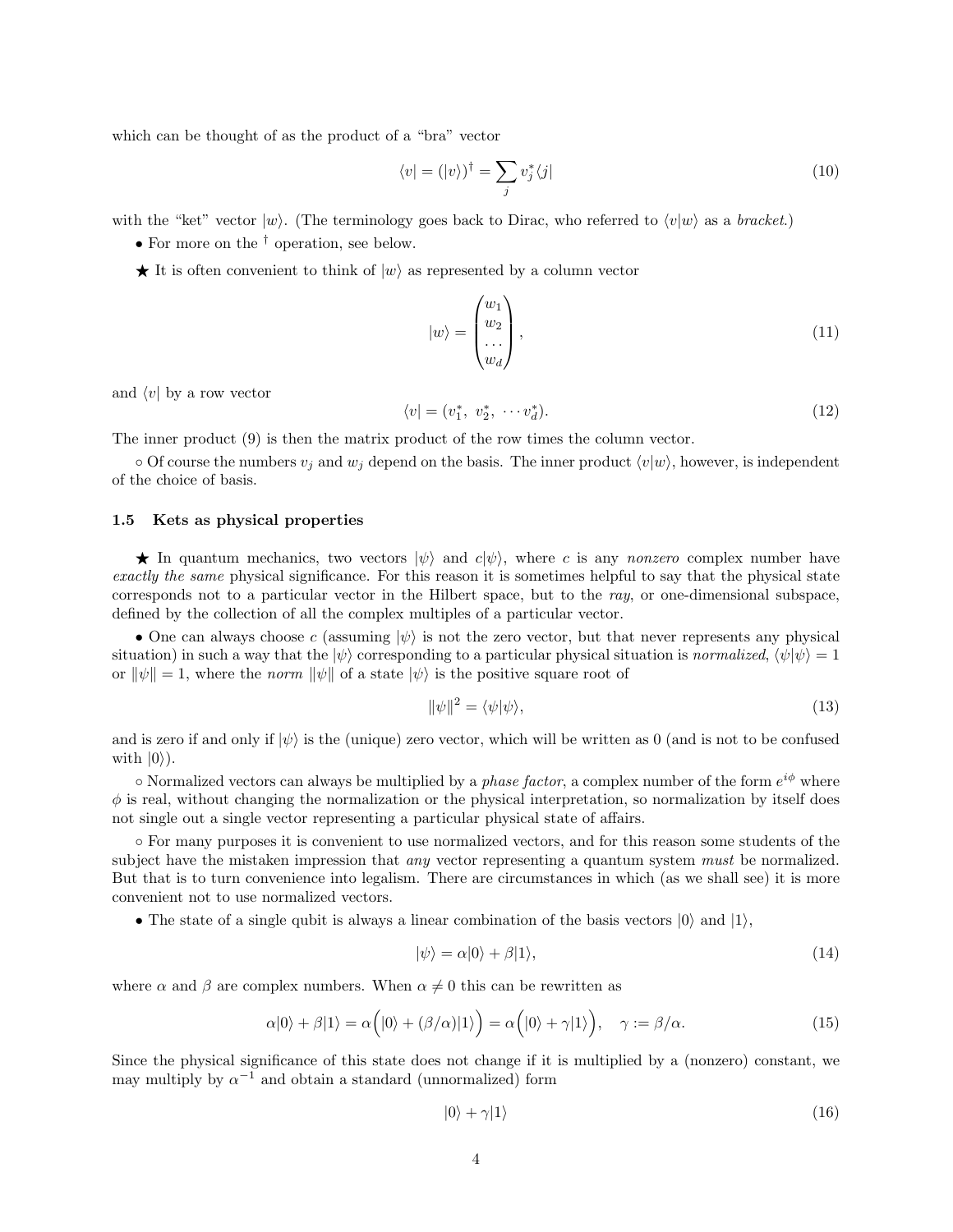which can be thought of as the product of a "bra" vector

$$\langle v| = (|v\rangle)^\dagger = \sum_j v_j^* \langle j| \tag{10}$$

with the "ket" vector $|w\rangle$. (The terminology goes back to Dirac, who referred to $\langle v|w\rangle$ as a *bracket*.)

• For more on the $^\dagger$ operation, see below.

★ It is often convenient to think of $|w\rangle$ as represented by a column vector

$$|w\rangle = \begin{pmatrix} w_1 \\ w_2 \\ \cdots \\ w_d \end{pmatrix}, \tag{11}$$

and $\langle v|$ by a row vector

$$\langle v| = (v_1^*,\ v_2^*,\ \cdots v_d^*). \tag{12}$$

The inner product (9) is then the matrix product of the row times the column vector.

∘ Of course the numbers $v_j$ and $w_j$ depend on the basis. The inner product $\langle v|w\rangle$, however, is independent of the choice of basis.

### 1.5 Kets as physical properties

★ In quantum mechanics, two vectors $|\psi\rangle$ and $c|\psi\rangle$, where $c$ is any *nonzero* complex number have *exactly the same* physical significance. For this reason it is sometimes helpful to say that the physical state corresponds not to a particular vector in the Hilbert space, but to the *ray*, or one-dimensional subspace, defined by the collection of all the complex multiples of a particular vector.

• One can always choose $c$ (assuming $|\psi\rangle$ is not the zero vector, but that never represents any physical situation) in such a way that the $|\psi\rangle$ corresponding to a particular physical situation is *normalized*, $\langle\psi|\psi\rangle = 1$ or $\|\psi\| = 1$, where the *norm* $\|\psi\|$ of a state $|\psi\rangle$ is the positive square root of

$$\|\psi\|^2 = \langle\psi|\psi\rangle, \tag{13}$$

and is zero if and only if $|\psi\rangle$ is the (unique) zero vector, which will be written as 0 (and is not to be confused with $|0\rangle$).

∘ Normalized vectors can always be multiplied by a *phase factor*, a complex number of the form $e^{i\phi}$ where $\phi$ is real, without changing the normalization or the physical interpretation, so normalization by itself does not single out a single vector representing a particular physical state of affairs.

∘ For many purposes it is convenient to use normalized vectors, and for this reason some students of the subject have the mistaken impression that *any* vector representing a quantum system *must* be normalized. But that is to turn convenience into legalism. There are circumstances in which (as we shall see) it is more convenient not to use normalized vectors.

• The state of a single qubit is always a linear combination of the basis vectors $|0\rangle$ and $|1\rangle$,

$$|\psi\rangle = \alpha|0\rangle + \beta|1\rangle, \tag{14}$$

where $\alpha$ and $\beta$ are complex numbers. When $\alpha \neq 0$ this can be rewritten as

$$\alpha|0\rangle + \beta|1\rangle = \alpha\Big(|0\rangle + (\beta/\alpha)|1\rangle\Big) = \alpha\Big(|0\rangle + \gamma|1\rangle\Big), \quad \gamma := \beta/\alpha. \tag{15}$$

Since the physical significance of this state does not change if it is multiplied by a (nonzero) constant, we may multiply by $\alpha^{-1}$ and obtain a standard (unnormalized) form

$$|0\rangle + \gamma|1\rangle \tag{16}$$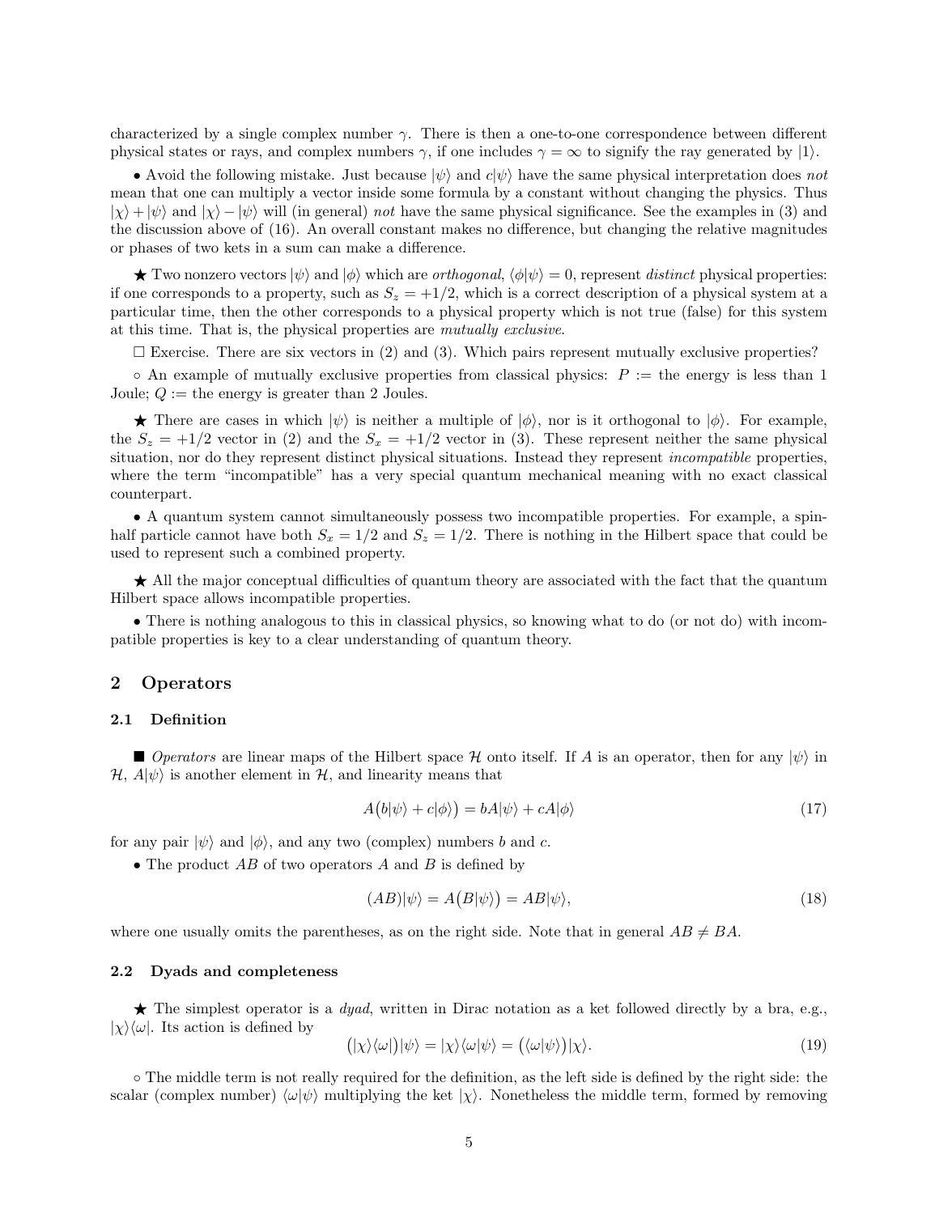characterized by a single complex number $\gamma$. There is then a one-to-one correspondence between different physical states or rays, and complex numbers $\gamma$, if one includes $\gamma = \infty$ to signify the ray generated by $|1\rangle$.

• Avoid the following mistake. Just because $|\psi\rangle$ and $c|\psi\rangle$ have the same physical interpretation does *not* mean that one can multiply a vector inside some formula by a constant without changing the physics. Thus $|\chi\rangle + |\psi\rangle$ and $|\chi\rangle - |\psi\rangle$ will (in general) *not* have the same physical significance. See the examples in (3) and the discussion above of (16). An overall constant makes no difference, but changing the relative magnitudes or phases of two kets in a sum can make a difference.

★ Two nonzero vectors $|\psi\rangle$ and $|\phi\rangle$ which are *orthogonal*, $\langle\phi|\psi\rangle = 0$, represent *distinct* physical properties: if one corresponds to a property, such as $S_z = +1/2$, which is a correct description of a physical system at a particular time, then the other corresponds to a physical property which is not true (false) for this system at this time. That is, the physical properties are *mutually exclusive*.

□ Exercise. There are six vectors in (2) and (3). Which pairs represent mutually exclusive properties?

◦ An example of mutually exclusive properties from classical physics: $P :=$ the energy is less than 1 Joule; $Q :=$ the energy is greater than 2 Joules.

★ There are cases in which $|\psi\rangle$ is neither a multiple of $|\phi\rangle$, nor is it orthogonal to $|\phi\rangle$. For example, the $S_z = +1/2$ vector in (2) and the $S_x = +1/2$ vector in (3). These represent neither the same physical situation, nor do they represent distinct physical situations. Instead they represent *incompatible* properties, where the term "incompatible" has a very special quantum mechanical meaning with no exact classical counterpart.

• A quantum system cannot simultaneously possess two incompatible properties. For example, a spin-half particle cannot have both $S_x = 1/2$ and $S_z = 1/2$. There is nothing in the Hilbert space that could be used to represent such a combined property.

★ All the major conceptual difficulties of quantum theory are associated with the fact that the quantum Hilbert space allows incompatible properties.

• There is nothing analogous to this in classical physics, so knowing what to do (or not do) with incompatible properties is key to a clear understanding of quantum theory.

## 2 Operators

### 2.1 Definition

■ *Operators* are linear maps of the Hilbert space $\mathcal{H}$ onto itself. If $A$ is an operator, then for any $|\psi\rangle$ in $\mathcal{H}$, $A|\psi\rangle$ is another element in $\mathcal{H}$, and linearity means that

$$A\big(b|\psi\rangle + c|\phi\rangle\big) = bA|\psi\rangle + cA|\phi\rangle \tag{17}$$

for any pair $|\psi\rangle$ and $|\phi\rangle$, and any two (complex) numbers $b$ and $c$.

• The product $AB$ of two operators $A$ and $B$ is defined by

$$(AB)|\psi\rangle = A\big(B|\psi\rangle\big) = AB|\psi\rangle, \tag{18}$$

where one usually omits the parentheses, as on the right side. Note that in general $AB \neq BA$.

### 2.2 Dyads and completeness

★ The simplest operator is a *dyad*, written in Dirac notation as a ket followed directly by a bra, e.g., $|\chi\rangle\langle\omega|$. Its action is defined by

$$\big(|\chi\rangle\langle\omega|\big)|\psi\rangle = |\chi\rangle\langle\omega|\psi\rangle = \big(\langle\omega|\psi\rangle\big)|\chi\rangle. \tag{19}$$

◦ The middle term is not really required for the definition, as the left side is defined by the right side: the scalar (complex number) $\langle\omega|\psi\rangle$ multiplying the ket $|\chi\rangle$. Nonetheless the middle term, formed by removing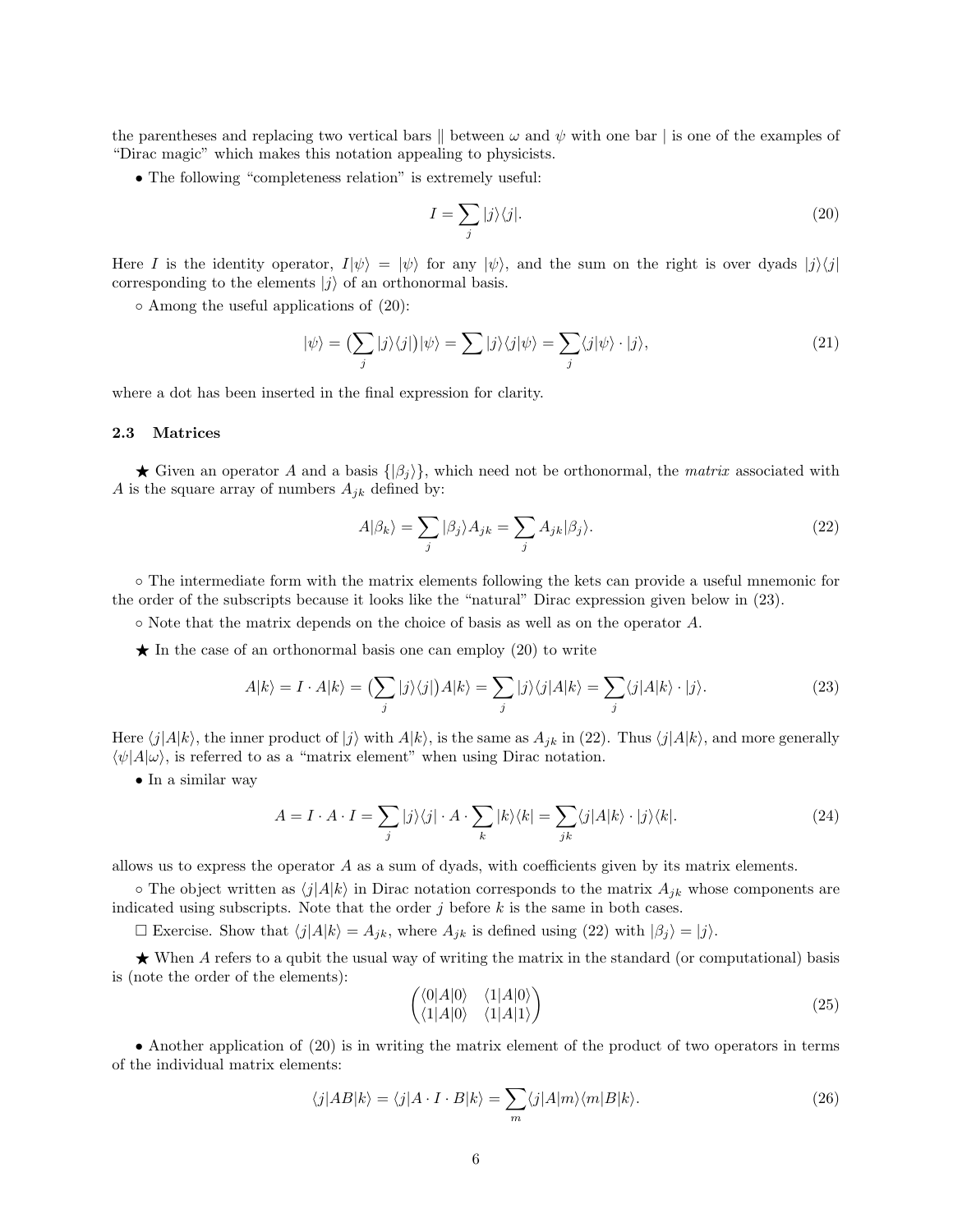the parentheses and replacing two vertical bars $\|$ between $\omega$ and $\psi$ with one bar $|$ is one of the examples of "Dirac magic" which makes this notation appealing to physicists.

• The following "completeness relation" is extremely useful:

$$I = \sum_j |j\rangle\langle j|. \tag{20}$$

Here $I$ is the identity operator, $I|\psi\rangle = |\psi\rangle$ for any $|\psi\rangle$, and the sum on the right is over dyads $|j\rangle\langle j|$ corresponding to the elements $|j\rangle$ of an orthonormal basis.

◦ Among the useful applications of (20):

$$|\psi\rangle = \big(\sum_j |j\rangle\langle j|\big)|\psi\rangle = \sum |j\rangle\langle j|\psi\rangle = \sum_j \langle j|\psi\rangle \cdot |j\rangle, \tag{21}$$

where a dot has been inserted in the final expression for clarity.

### 2.3 Matrices

★ Given an operator $A$ and a basis $\{|\beta_j\rangle\}$, which need not be orthonormal, the *matrix* associated with $A$ is the square array of numbers $A_{jk}$ defined by:

$$A|\beta_k\rangle = \sum_j |\beta_j\rangle A_{jk} = \sum_j A_{jk}|\beta_j\rangle. \tag{22}$$

◦ The intermediate form with the matrix elements following the kets can provide a useful mnemonic for the order of the subscripts because it looks like the "natural" Dirac expression given below in (23).

◦ Note that the matrix depends on the choice of basis as well as on the operator $A$.

★ In the case of an orthonormal basis one can employ (20) to write

$$A|k\rangle = I \cdot A|k\rangle = \big(\sum_j |j\rangle\langle j|\big)A|k\rangle = \sum_j |j\rangle\langle j|A|k\rangle = \sum_j \langle j|A|k\rangle \cdot |j\rangle. \tag{23}$$

Here $\langle j|A|k\rangle$, the inner product of $|j\rangle$ with $A|k\rangle$, is the same as $A_{jk}$ in (22). Thus $\langle j|A|k\rangle$, and more generally $\langle\psi|A|\omega\rangle$, is referred to as a "matrix element" when using Dirac notation.

• In a similar way

$$A = I \cdot A \cdot I = \sum_j |j\rangle\langle j| \cdot A \cdot \sum_k |k\rangle\langle k| = \sum_{jk} \langle j|A|k\rangle \cdot |j\rangle\langle k|. \tag{24}$$

allows us to express the operator $A$ as a sum of dyads, with coefficients given by its matrix elements.

◦ The object written as $\langle j|A|k\rangle$ in Dirac notation corresponds to the matrix $A_{jk}$ whose components are indicated using subscripts. Note that the order $j$ before $k$ is the same in both cases.

☐ Exercise. Show that $\langle j|A|k\rangle = A_{jk}$, where $A_{jk}$ is defined using (22) with $|\beta_j\rangle = |j\rangle$.

★ When $A$ refers to a qubit the usual way of writing the matrix in the standard (or computational) basis is (note the order of the elements):

$$\begin{pmatrix} \langle 0|A|0\rangle & \langle 1|A|0\rangle \\ \langle 1|A|0\rangle & \langle 1|A|1\rangle \end{pmatrix} \tag{25}$$

• Another application of (20) is in writing the matrix element of the product of two operators in terms of the individual matrix elements:

$$\langle j|AB|k\rangle = \langle j|A \cdot I \cdot B|k\rangle = \sum_m \langle j|A|m\rangle\langle m|B|k\rangle. \tag{26}$$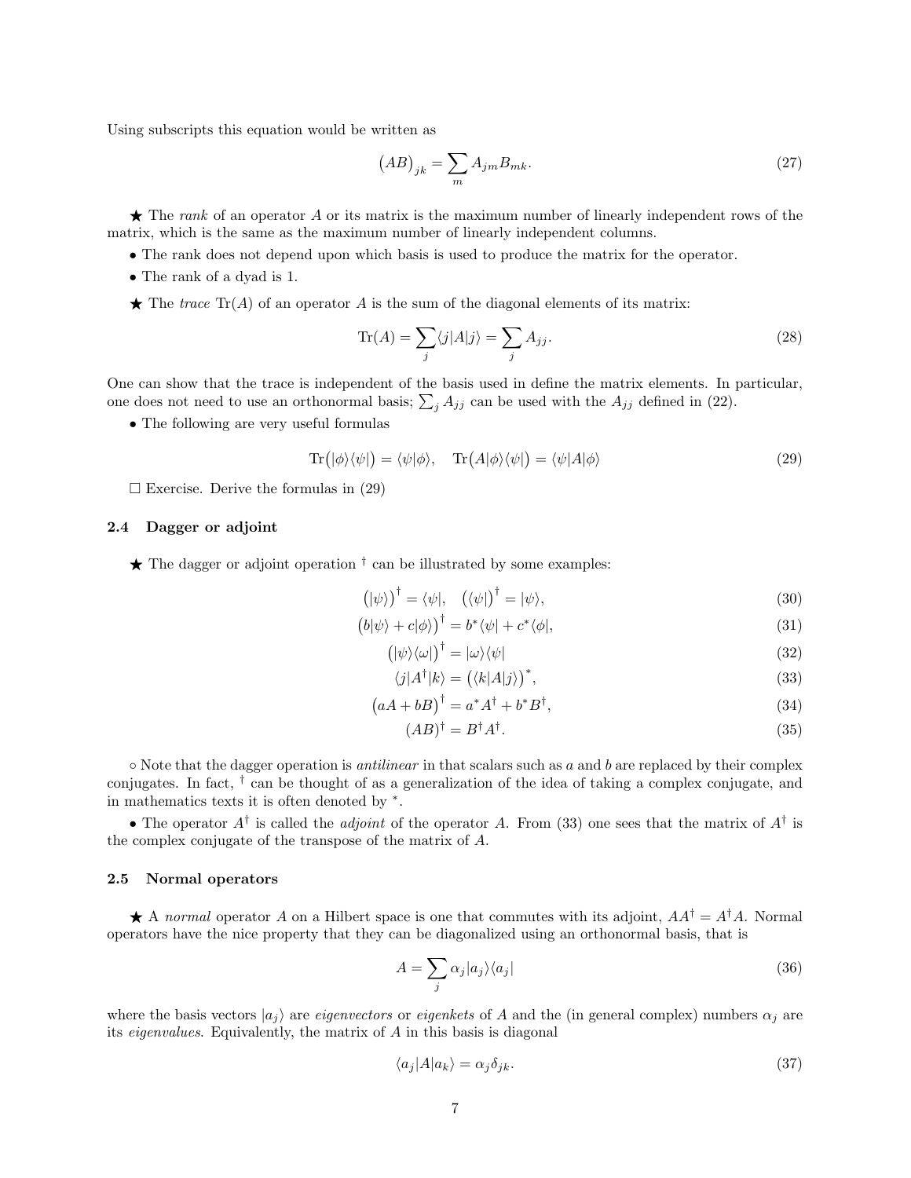Using subscripts this equation would be written as

$$(AB)_{jk} = \sum_m A_{jm} B_{mk}. \tag{27}$$

★ The *rank* of an operator $A$ or its matrix is the maximum number of linearly independent rows of the matrix, which is the same as the maximum number of linearly independent columns.

• The rank does not depend upon which basis is used to produce the matrix for the operator.

• The rank of a dyad is 1.

★ The *trace* $\mathrm{Tr}(A)$ of an operator $A$ is the sum of the diagonal elements of its matrix:

$$\mathrm{Tr}(A) = \sum_j \langle j|A|j\rangle = \sum_j A_{jj}. \tag{28}$$

One can show that the trace is independent of the basis used in define the matrix elements. In particular, one does not need to use an orthonormal basis; $\sum_j A_{jj}$ can be used with the $A_{jj}$ defined in (22).

• The following are very useful formulas

$$\mathrm{Tr}\big(|\phi\rangle\langle\psi|\big) = \langle\psi|\phi\rangle, \quad \mathrm{Tr}\big(A|\phi\rangle\langle\psi|\big) = \langle\psi|A|\phi\rangle \tag{29}$$

☐ Exercise. Derive the formulas in (29)

### 2.4 Dagger or adjoint

★ The dagger or adjoint operation $^\dagger$ can be illustrated by some examples:

$$\big(|\psi\rangle\big)^\dagger = \langle\psi|, \quad \big(\langle\psi|\big)^\dagger = |\psi\rangle, \tag{30}$$

$$\big(b|\psi\rangle + c|\phi\rangle\big)^\dagger = b^*\langle\psi| + c^*\langle\phi|, \tag{31}$$

$$\big(|\psi\rangle\langle\omega|\big)^\dagger = |\omega\rangle\langle\psi| \tag{32}$$

$$\langle j|A^\dagger|k\rangle = \big(\langle k|A|j\rangle\big)^*, \tag{33}$$

$$\big(aA + bB\big)^\dagger = a^*A^\dagger + b^*B^\dagger, \tag{34}$$

$$(AB)^\dagger = B^\dagger A^\dagger. \tag{35}$$

∘ Note that the dagger operation is *antilinear* in that scalars such as $a$ and $b$ are replaced by their complex conjugates. In fact, $^\dagger$ can be thought of as a generalization of the idea of taking a complex conjugate, and in mathematics texts it is often denoted by $^*$.

• The operator $A^\dagger$ is called the *adjoint* of the operator $A$. From (33) one sees that the matrix of $A^\dagger$ is the complex conjugate of the transpose of the matrix of $A$.

### 2.5 Normal operators

★ A *normal* operator $A$ on a Hilbert space is one that commutes with its adjoint, $AA^\dagger = A^\dagger A$. Normal operators have the nice property that they can be diagonalized using an orthonormal basis, that is

$$A = \sum_j \alpha_j |a_j\rangle\langle a_j| \tag{36}$$

where the basis vectors $|a_j\rangle$ are *eigenvectors* or *eigenkets* of $A$ and the (in general complex) numbers $\alpha_j$ are its *eigenvalues*. Equivalently, the matrix of $A$ in this basis is diagonal

$$\langle a_j|A|a_k\rangle = \alpha_j \delta_{jk}. \tag{37}$$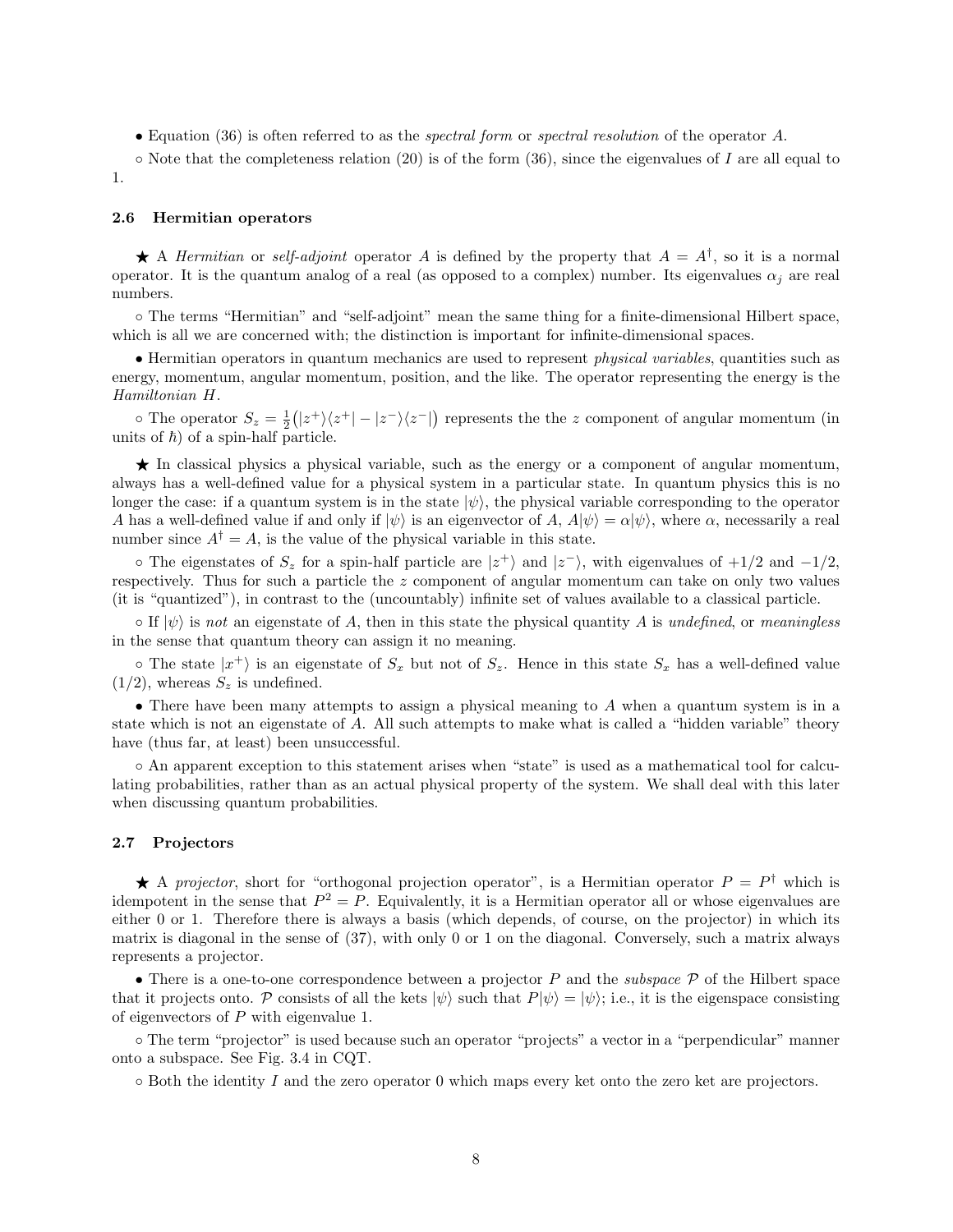• Equation (36) is often referred to as the *spectral form* or *spectral resolution* of the operator $A$.

◦ Note that the completeness relation (20) is of the form (36), since the eigenvalues of $I$ are all equal to 1.

### 2.6 Hermitian operators

★ A *Hermitian* or *self-adjoint* operator $A$ is defined by the property that $A = A^\dagger$, so it is a normal operator. It is the quantum analog of a real (as opposed to a complex) number. Its eigenvalues $\alpha_j$ are real numbers.

◦ The terms "Hermitian" and "self-adjoint" mean the same thing for a finite-dimensional Hilbert space, which is all we are concerned with; the distinction is important for infinite-dimensional spaces.

• Hermitian operators in quantum mechanics are used to represent *physical variables*, quantities such as energy, momentum, angular momentum, position, and the like. The operator representing the energy is the *Hamiltonian* $H$.

◦ The operator $S_z = \frac{1}{2}\big(|z^+\rangle\langle z^+| - |z^-\rangle\langle z^-|\big)$ represents the the $z$ component of angular momentum (in units of $\hbar$) of a spin-half particle.

★ In classical physics a physical variable, such as the energy or a component of angular momentum, always has a well-defined value for a physical system in a particular state. In quantum physics this is no longer the case: if a quantum system is in the state $|\psi\rangle$, the physical variable corresponding to the operator $A$ has a well-defined value if and only if $|\psi\rangle$ is an eigenvector of $A$, $A|\psi\rangle = \alpha|\psi\rangle$, where $\alpha$, necessarily a real number since $A^\dagger = A$, is the value of the physical variable in this state.

◦ The eigenstates of $S_z$ for a spin-half particle are $|z^+\rangle$ and $|z^-\rangle$, with eigenvalues of $+1/2$ and $-1/2$, respectively. Thus for such a particle the $z$ component of angular momentum can take on only two values (it is "quantized"), in contrast to the (uncountably) infinite set of values available to a classical particle.

◦ If $|\psi\rangle$ is *not* an eigenstate of $A$, then in this state the physical quantity $A$ is *undefined*, or *meaningless* in the sense that quantum theory can assign it no meaning.

◦ The state $|x^+\rangle$ is an eigenstate of $S_x$ but not of $S_z$. Hence in this state $S_x$ has a well-defined value $(1/2)$, whereas $S_z$ is undefined.

• There have been many attempts to assign a physical meaning to $A$ when a quantum system is in a state which is not an eigenstate of $A$. All such attempts to make what is called a "hidden variable" theory have (thus far, at least) been unsuccessful.

◦ An apparent exception to this statement arises when "state" is used as a mathematical tool for calculating probabilities, rather than as an actual physical property of the system. We shall deal with this later when discussing quantum probabilities.

### 2.7 Projectors

★ A *projector*, short for "orthogonal projection operator", is a Hermitian operator $P = P^\dagger$ which is idempotent in the sense that $P^2 = P$. Equivalently, it is a Hermitian operator all or whose eigenvalues are either 0 or 1. Therefore there is always a basis (which depends, of course, on the projector) in which its matrix is diagonal in the sense of (37), with only 0 or 1 on the diagonal. Conversely, such a matrix always represents a projector.

• There is a one-to-one correspondence between a projector $P$ and the *subspace* $\mathcal{P}$ of the Hilbert space that it projects onto. $\mathcal{P}$ consists of all the kets $|\psi\rangle$ such that $P|\psi\rangle = |\psi\rangle$; i.e., it is the eigenspace consisting of eigenvectors of $P$ with eigenvalue 1.

◦ The term "projector" is used because such an operator "projects" a vector in a "perpendicular" manner onto a subspace. See Fig. 3.4 in CQT.

◦ Both the identity $I$ and the zero operator 0 which maps every ket onto the zero ket are projectors.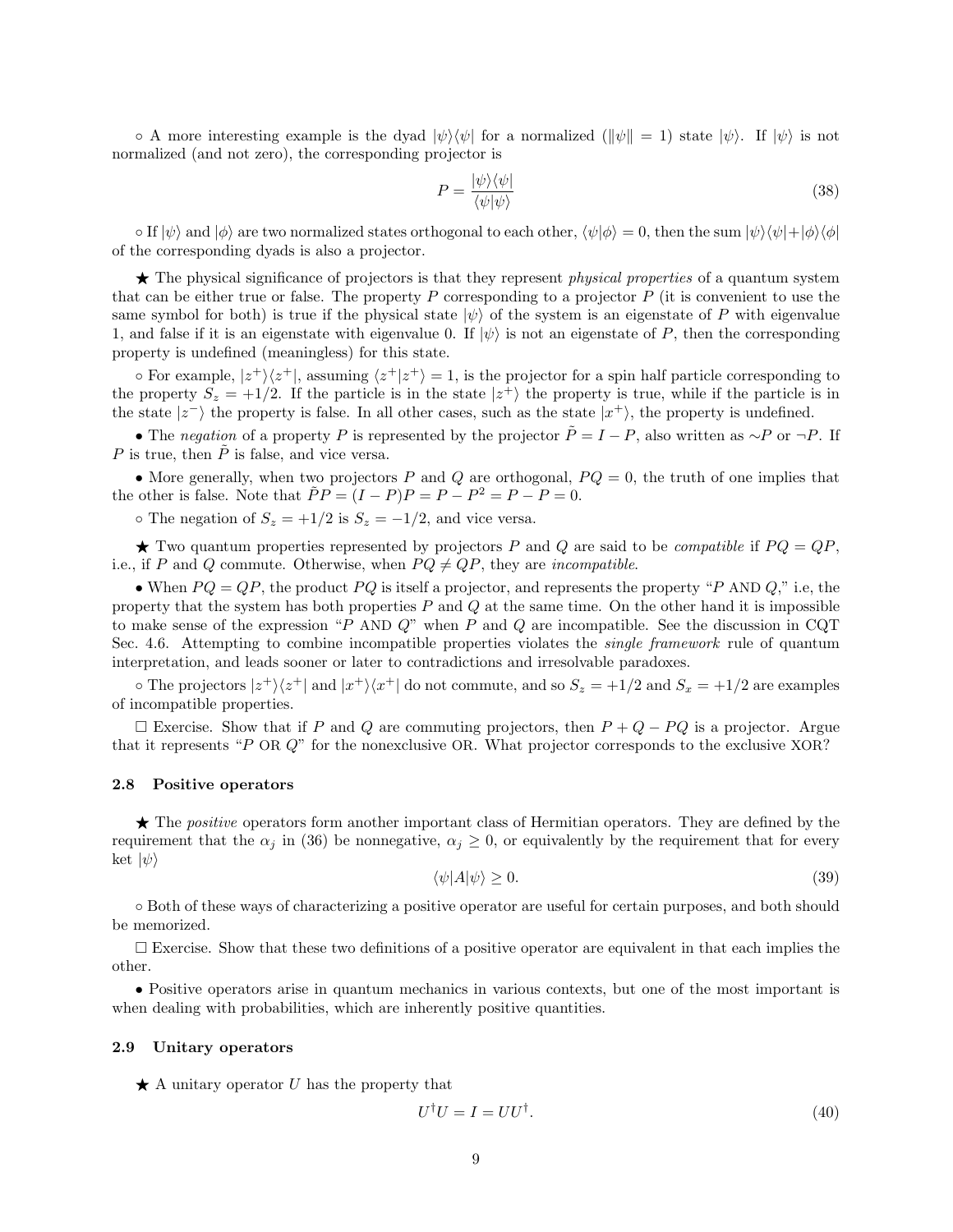∘ A more interesting example is the dyad $|\psi\rangle\langle\psi|$ for a normalized ($\|\psi\| = 1$) state $|\psi\rangle$. If $|\psi\rangle$ is not normalized (and not zero), the corresponding projector is

$$P = \frac{|\psi\rangle\langle\psi|}{\langle\psi|\psi\rangle} \tag{38}$$

∘ If $|\psi\rangle$ and $|\phi\rangle$ are two normalized states orthogonal to each other, $\langle\psi|\phi\rangle = 0$, then the sum $|\psi\rangle\langle\psi| + |\phi\rangle\langle\phi|$ of the corresponding dyads is also a projector.

★ The physical significance of projectors is that they represent *physical properties* of a quantum system that can be either true or false. The property $P$ corresponding to a projector $P$ (it is convenient to use the same symbol for both) is true if the physical state $|\psi\rangle$ of the system is an eigenstate of $P$ with eigenvalue 1, and false if it is an eigenstate with eigenvalue 0. If $|\psi\rangle$ is not an eigenstate of $P$, then the corresponding property is undefined (meaningless) for this state.

∘ For example, $|z^+\rangle\langle z^+|$, assuming $\langle z^+|z^+\rangle = 1$, is the projector for a spin half particle corresponding to the property $S_z = +1/2$. If the particle is in the state $|z^+\rangle$ the property is true, while if the particle is in the state $|z^-\rangle$ the property is false. In all other cases, such as the state $|x^+\rangle$, the property is undefined.

• The *negation* of a property $P$ is represented by the projector $\tilde{P} = I - P$, also written as $\sim P$ or $\neg P$. If $P$ is true, then $\tilde{P}$ is false, and vice versa.

• More generally, when two projectors $P$ and $Q$ are orthogonal, $PQ = 0$, the truth of one implies that the other is false. Note that $\tilde{P}P = (I - P)P = P - P^2 = P - P = 0$.

∘ The negation of $S_z = +1/2$ is $S_z = -1/2$, and vice versa.

★ Two quantum properties represented by projectors $P$ and $Q$ are said to be *compatible* if $PQ = QP$, i.e., if $P$ and $Q$ commute. Otherwise, when $PQ \neq QP$, they are *incompatible*.

• When $PQ = QP$, the product $PQ$ is itself a projector, and represents the property "$P$ AND $Q$," i.e, the property that the system has both properties $P$ and $Q$ at the same time. On the other hand it is impossible to make sense of the expression "$P$ AND $Q$" when $P$ and $Q$ are incompatible. See the discussion in CQT Sec. 4.6. Attempting to combine incompatible properties violates the *single framework* rule of quantum interpretation, and leads sooner or later to contradictions and irresolvable paradoxes.

∘ The projectors $|z^+\rangle\langle z^+|$ and $|x^+\rangle\langle x^+|$ do not commute, and so $S_z = +1/2$ and $S_x = +1/2$ are examples of incompatible properties.

□ Exercise. Show that if $P$ and $Q$ are commuting projectors, then $P + Q - PQ$ is a projector. Argue that it represents "$P$ OR $Q$" for the nonexclusive OR. What projector corresponds to the exclusive XOR?

### 2.8 Positive operators

★ The *positive* operators form another important class of Hermitian operators. They are defined by the requirement that the $\alpha_j$ in (36) be nonnegative, $\alpha_j \geq 0$, or equivalently by the requirement that for every ket $|\psi\rangle$

$$\langle\psi|A|\psi\rangle \geq 0. \tag{39}$$

∘ Both of these ways of characterizing a positive operator are useful for certain purposes, and both should be memorized.

□ Exercise. Show that these two definitions of a positive operator are equivalent in that each implies the other.

• Positive operators arise in quantum mechanics in various contexts, but one of the most important is when dealing with probabilities, which are inherently positive quantities.

### 2.9 Unitary operators

★ A unitary operator $U$ has the property that

$$U^\dagger U = I = UU^\dagger. \tag{40}$$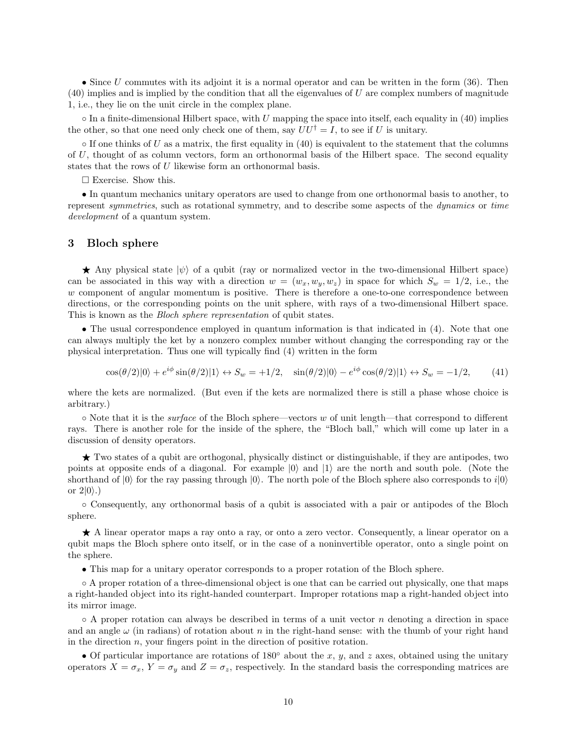• Since $U$ commutes with its adjoint it is a normal operator and can be written in the form (36). Then (40) implies and is implied by the condition that all the eigenvalues of $U$ are complex numbers of magnitude 1, i.e., they lie on the unit circle in the complex plane.

◦ In a finite-dimensional Hilbert space, with $U$ mapping the space into itself, each equality in (40) implies the other, so that one need only check one of them, say $UU^\dagger = I$, to see if $U$ is unitary.

◦ If one thinks of $U$ as a matrix, the first equality in (40) is equivalent to the statement that the columns of $U$, thought of as column vectors, form an orthonormal basis of the Hilbert space. The second equality states that the rows of $U$ likewise form an orthonormal basis.

☐ Exercise. Show this.

• In quantum mechanics unitary operators are used to change from one orthonormal basis to another, to represent *symmetries*, such as rotational symmetry, and to describe some aspects of the *dynamics* or *time development* of a quantum system.

## 3 Bloch sphere

★ Any physical state $|\psi\rangle$ of a qubit (ray or normalized vector in the two-dimensional Hilbert space) can be associated in this way with a direction $w = (w_x, w_y, w_z)$ in space for which $S_w = 1/2$, i.e., the $w$ component of angular momentum is positive. There is therefore a one-to-one correspondence between directions, or the corresponding points on the unit sphere, with rays of a two-dimensional Hilbert space. This is known as the *Bloch sphere representation* of qubit states.

• The usual correspondence employed in quantum information is that indicated in (4). Note that one can always multiply the ket by a nonzero complex number without changing the corresponding ray or the physical interpretation. Thus one will typically find (4) written in the form

$$\cos(\theta/2)|0\rangle + e^{i\phi}\sin(\theta/2)|1\rangle \leftrightarrow S_w = +1/2, \quad \sin(\theta/2)|0\rangle - e^{i\phi}\cos(\theta/2)|1\rangle \leftrightarrow S_w = -1/2, \qquad (41)$$

where the kets are normalized. (But even if the kets are normalized there is still a phase whose choice is arbitrary.)

◦ Note that it is the *surface* of the Bloch sphere—vectors $w$ of unit length—that correspond to different rays. There is another role for the inside of the sphere, the "Bloch ball," which will come up later in a discussion of density operators.

★ Two states of a qubit are orthogonal, physically distinct or distinguishable, if they are antipodes, two points at opposite ends of a diagonal. For example $|0\rangle$ and $|1\rangle$ are the north and south pole. (Note the shorthand of $|0\rangle$ for the ray passing through $|0\rangle$. The north pole of the Bloch sphere also corresponds to $i|0\rangle$ or $2|0\rangle$.)

◦ Consequently, any orthonormal basis of a qubit is associated with a pair or antipodes of the Bloch sphere.

★ A linear operator maps a ray onto a ray, or onto a zero vector. Consequently, a linear operator on a qubit maps the Bloch sphere onto itself, or in the case of a noninvertible operator, onto a single point on the sphere.

• This map for a unitary operator corresponds to a proper rotation of the Bloch sphere.

◦ A proper rotation of a three-dimensional object is one that can be carried out physically, one that maps a right-handed object into its right-handed counterpart. Improper rotations map a right-handed object into its mirror image.

◦ A proper rotation can always be described in terms of a unit vector $n$ denoting a direction in space and an angle $\omega$ (in radians) of rotation about $n$ in the right-hand sense: with the thumb of your right hand in the direction $n$, your fingers point in the direction of positive rotation.

• Of particular importance are rotations of 180° about the $x$, $y$, and $z$ axes, obtained using the unitary operators $X = \sigma_x$, $Y = \sigma_y$ and $Z = \sigma_z$, respectively. In the standard basis the corresponding matrices are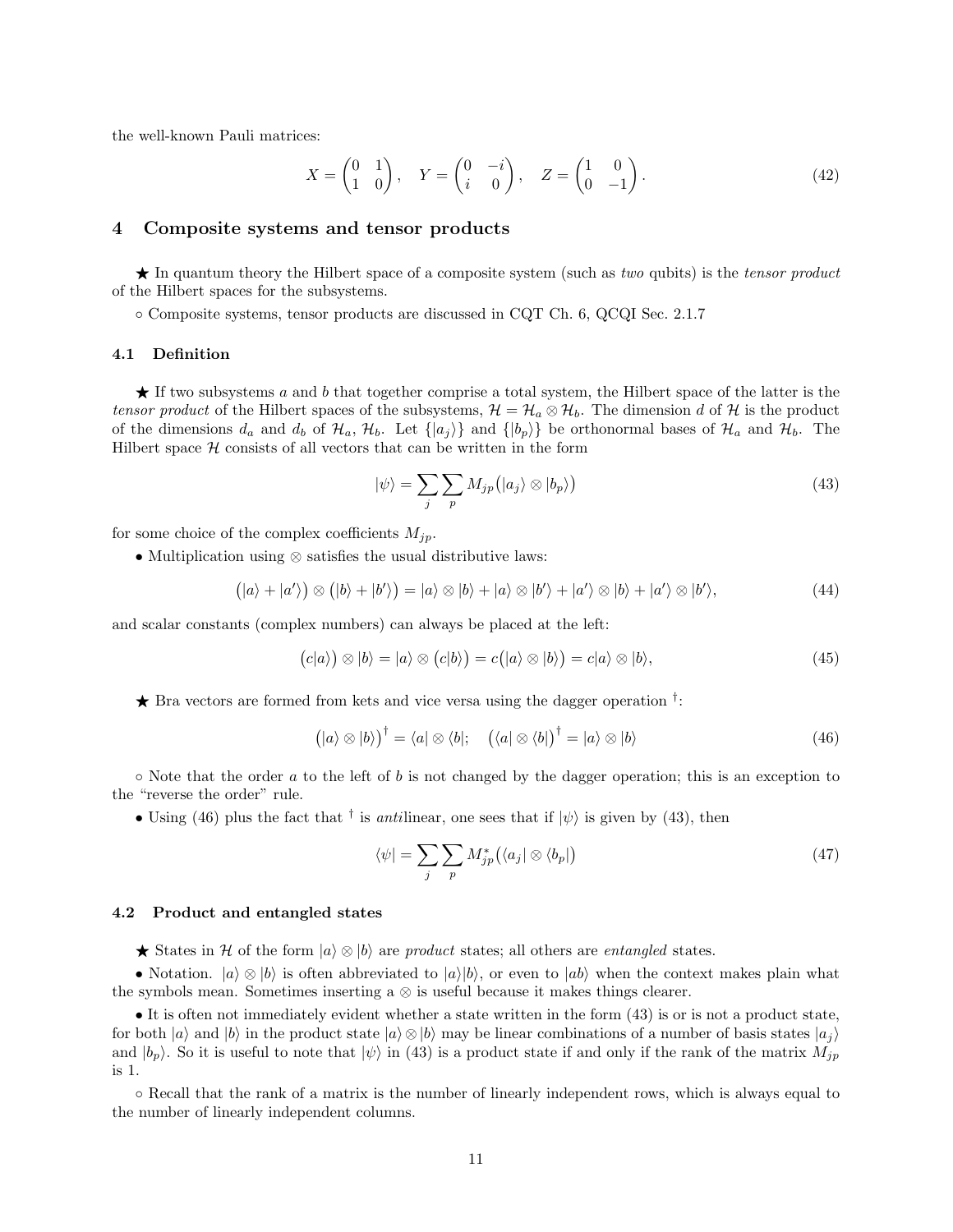the well-known Pauli matrices:

$$X = \begin{pmatrix} 0 & 1 \\ 1 & 0 \end{pmatrix}, \quad Y = \begin{pmatrix} 0 & -i \\ i & 0 \end{pmatrix}, \quad Z = \begin{pmatrix} 1 & 0 \\ 0 & -1 \end{pmatrix}. \tag{42}$$

## 4 Composite systems and tensor products

★ In quantum theory the Hilbert space of a composite system (such as *two* qubits) is the *tensor product* of the Hilbert spaces for the subsystems.

∘ Composite systems, tensor products are discussed in CQT Ch. 6, QCQI Sec. 2.1.7

### 4.1 Definition

★ If two subsystems $a$ and $b$ that together comprise a total system, the Hilbert space of the latter is the *tensor product* of the Hilbert spaces of the subsystems, $\mathcal{H} = \mathcal{H}_a \otimes \mathcal{H}_b$. The dimension $d$ of $\mathcal{H}$ is the product of the dimensions $d_a$ and $d_b$ of $\mathcal{H}_a$, $\mathcal{H}_b$. Let $\{|a_j\rangle\}$ and $\{|b_p\rangle\}$ be orthonormal bases of $\mathcal{H}_a$ and $\mathcal{H}_b$. The Hilbert space $\mathcal{H}$ consists of all vectors that can be written in the form

$$|\psi\rangle = \sum_j \sum_p M_{jp} \big(|a_j\rangle \otimes |b_p\rangle\big) \tag{43}$$

for some choice of the complex coefficients $M_{jp}$.

• Multiplication using $\otimes$ satisfies the usual distributive laws:

$$\big(|a\rangle + |a'\rangle\big) \otimes \big(|b\rangle + |b'\rangle\big) = |a\rangle \otimes |b\rangle + |a\rangle \otimes |b'\rangle + |a'\rangle \otimes |b\rangle + |a'\rangle \otimes |b'\rangle, \tag{44}$$

and scalar constants (complex numbers) can always be placed at the left:

$$\big(c|a\rangle\big) \otimes |b\rangle = |a\rangle \otimes \big(c|b\rangle\big) = c\big(|a\rangle \otimes |b\rangle\big) = c|a\rangle \otimes |b\rangle, \tag{45}$$

★ Bra vectors are formed from kets and vice versa using the dagger operation $^\dagger$:

$$\big(|a\rangle \otimes |b\rangle\big)^\dagger = \langle a| \otimes \langle b|; \quad \big(\langle a| \otimes \langle b|\big)^\dagger = |a\rangle \otimes |b\rangle \tag{46}$$

∘ Note that the order $a$ to the left of $b$ is not changed by the dagger operation; this is an exception to the "reverse the order" rule.

• Using (46) plus the fact that $^\dagger$ is *anti*linear, one sees that if $|\psi\rangle$ is given by (43), then

$$\langle\psi| = \sum_j \sum_p M^*_{jp} \big(\langle a_j| \otimes \langle b_p|\big) \tag{47}$$

### 4.2 Product and entangled states

★ States in $\mathcal{H}$ of the form $|a\rangle \otimes |b\rangle$ are *product* states; all others are *entangled* states.

• Notation. $|a\rangle \otimes |b\rangle$ is often abbreviated to $|a\rangle|b\rangle$, or even to $|ab\rangle$ when the context makes plain what the symbols mean. Sometimes inserting a $\otimes$ is useful because it makes things clearer.

• It is often not immediately evident whether a state written in the form (43) is or is not a product state, for both $|a\rangle$ and $|b\rangle$ in the product state $|a\rangle \otimes |b\rangle$ may be linear combinations of a number of basis states $|a_j\rangle$ and $|b_p\rangle$. So it is useful to note that $|\psi\rangle$ in (43) is a product state if and only if the rank of the matrix $M_{jp}$ is 1.

∘ Recall that the rank of a matrix is the number of linearly independent rows, which is always equal to the number of linearly independent columns.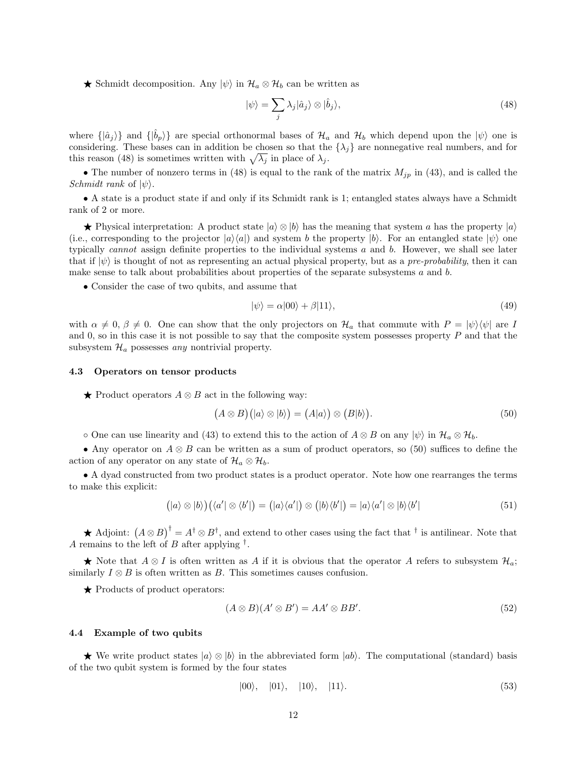★ Schmidt decomposition. Any $|\psi\rangle$ in $\mathcal{H}_a \otimes \mathcal{H}_b$ can be written as

$$|\psi\rangle = \sum_j \lambda_j |\hat{a}_j\rangle \otimes |\hat{b}_j\rangle, \tag{48}$$

where $\{|\hat{a}_j\rangle\}$ and $\{|\hat{b}_p\rangle\}$ are special orthonormal bases of $\mathcal{H}_a$ and $\mathcal{H}_b$ which depend upon the $|\psi\rangle$ one is considering. These bases can in addition be chosen so that the $\{\lambda_j\}$ are nonnegative real numbers, and for this reason (48) is sometimes written with $\sqrt{\lambda_j}$ in place of $\lambda_j$.

• The number of nonzero terms in (48) is equal to the rank of the matrix $M_{jp}$ in (43), and is called the *Schmidt rank* of $|\psi\rangle$.

• A state is a product state if and only if its Schmidt rank is 1; entangled states always have a Schmidt rank of 2 or more.

★ Physical interpretation: A product state $|a\rangle \otimes |b\rangle$ has the meaning that system $a$ has the property $|a\rangle$ (i.e., corresponding to the projector $|a\rangle\langle a|$) and system $b$ the property $|b\rangle$. For an entangled state $|\psi\rangle$ one typically *cannot* assign definite properties to the individual systems $a$ and $b$. However, we shall see later that if $|\psi\rangle$ is thought of not as representing an actual physical property, but as a *pre-probability*, then it can make sense to talk about probabilities about properties of the separate subsystems $a$ and $b$.

• Consider the case of two qubits, and assume that

$$|\psi\rangle = \alpha|00\rangle + \beta|11\rangle, \tag{49}$$

with $\alpha \neq 0$, $\beta \neq 0$. One can show that the only projectors on $\mathcal{H}_a$ that commute with $P = |\psi\rangle\langle\psi|$ are $I$ and 0, so in this case it is not possible to say that the composite system possesses property $P$ and that the subsystem $\mathcal{H}_a$ possesses *any* nontrivial property.

### 4.3 Operators on tensor products

★ Product operators $A \otimes B$ act in the following way:

$$\big(A \otimes B\big)\big(|a\rangle \otimes |b\rangle\big) = \big(A|a\rangle\big) \otimes \big(B|b\rangle\big). \tag{50}$$

∘ One can use linearity and (43) to extend this to the action of $A \otimes B$ on any $|\psi\rangle$ in $\mathcal{H}_a \otimes \mathcal{H}_b$.

• Any operator on $A \otimes B$ can be written as a sum of product operators, so (50) suffices to define the action of any operator on any state of $\mathcal{H}_a \otimes \mathcal{H}_b$.

• A dyad constructed from two product states is a product operator. Note how one rearranges the terms to make this explicit:

$$\big(|a\rangle \otimes |b\rangle\big)\big(\langle a'| \otimes \langle b'|\big) = \big(|a\rangle\langle a'|\big) \otimes \big(|b\rangle\langle b'|\big) = |a\rangle\langle a'| \otimes |b\rangle\langle b'| \tag{51}$$

★ Adjoint: $\big(A \otimes B\big)^\dagger = A^\dagger \otimes B^\dagger$, and extend to other cases using the fact that $^\dagger$ is antilinear. Note that $A$ remains to the left of $B$ after applying $^\dagger$.

★ Note that $A \otimes I$ is often written as $A$ if it is obvious that the operator $A$ refers to subsystem $\mathcal{H}_a$; similarly $I \otimes B$ is often written as $B$. This sometimes causes confusion.

★ Products of product operators:

$$(A \otimes B)(A' \otimes B') = AA' \otimes BB'. \tag{52}$$

### 4.4 Example of two qubits

★ We write product states $|a\rangle \otimes |b\rangle$ in the abbreviated form $|ab\rangle$. The computational (standard) basis of the two qubit system is formed by the four states

$$|00\rangle, \quad |01\rangle, \quad |10\rangle, \quad |11\rangle. \tag{53}$$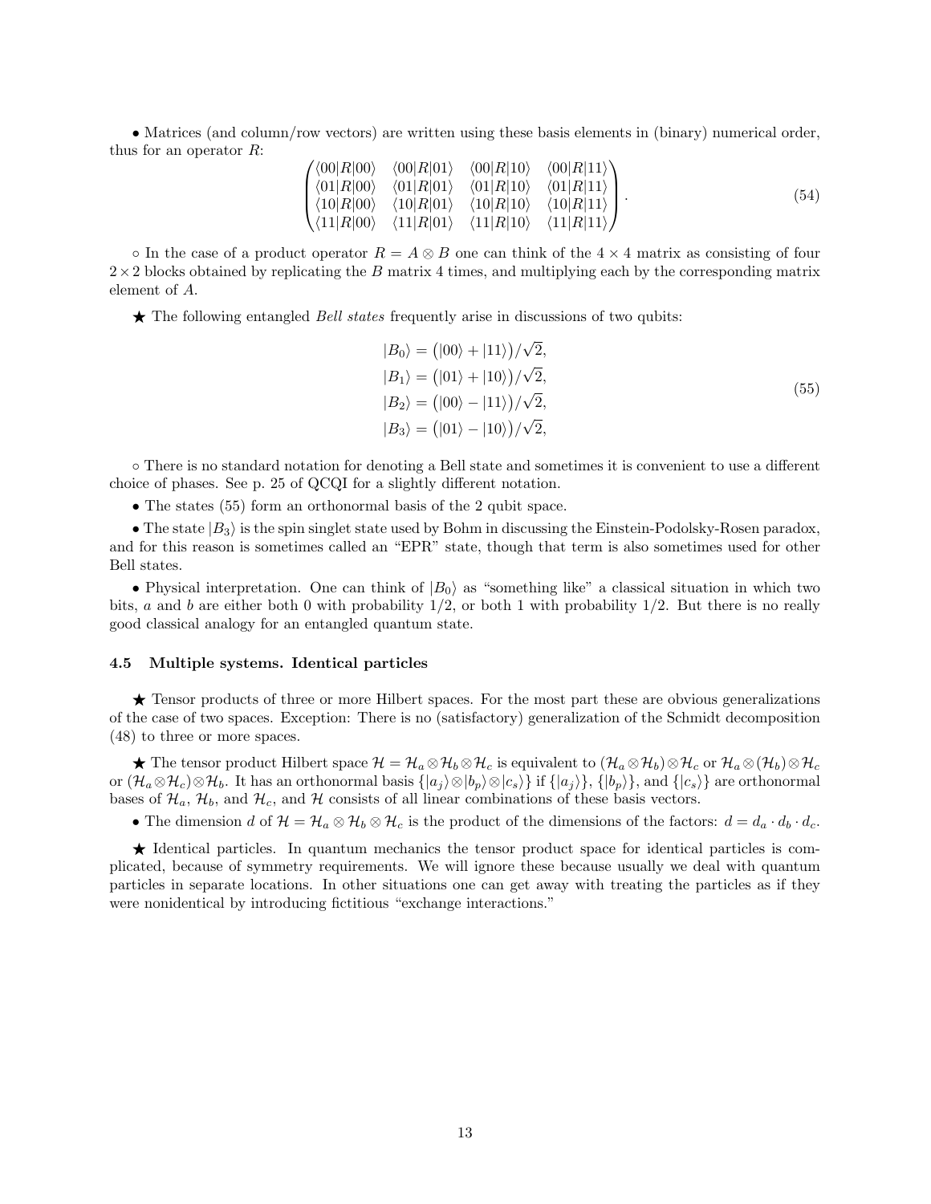• Matrices (and column/row vectors) are written using these basis elements in (binary) numerical order, thus for an operator $R$:

$$\begin{pmatrix} \langle 00|R|00\rangle & \langle 00|R|01\rangle & \langle 00|R|10\rangle & \langle 00|R|11\rangle \\ \langle 01|R|00\rangle & \langle 01|R|01\rangle & \langle 01|R|10\rangle & \langle 01|R|11\rangle \\ \langle 10|R|00\rangle & \langle 10|R|01\rangle & \langle 10|R|10\rangle & \langle 10|R|11\rangle \\ \langle 11|R|00\rangle & \langle 11|R|01\rangle & \langle 11|R|10\rangle & \langle 11|R|11\rangle \end{pmatrix}. \tag{54}$$

◦ In the case of a product operator $R = A \otimes B$ one can think of the $4 \times 4$ matrix as consisting of four $2 \times 2$ blocks obtained by replicating the $B$ matrix 4 times, and multiplying each by the corresponding matrix element of $A$.

★ The following entangled *Bell states* frequently arise in discussions of two qubits:

$$\begin{aligned} |B_0\rangle &= \big(|00\rangle + |11\rangle\big)/\sqrt{2}, \\ |B_1\rangle &= \big(|01\rangle + |10\rangle\big)/\sqrt{2}, \\ |B_2\rangle &= \big(|00\rangle - |11\rangle\big)/\sqrt{2}, \\ |B_3\rangle &= \big(|01\rangle - |10\rangle\big)/\sqrt{2}, \end{aligned} \tag{55}$$

◦ There is no standard notation for denoting a Bell state and sometimes it is convenient to use a different choice of phases. See p. 25 of QCQI for a slightly different notation.

• The states (55) form an orthonormal basis of the 2 qubit space.

• The state $|B_3\rangle$ is the spin singlet state used by Bohm in discussing the Einstein-Podolsky-Rosen paradox, and for this reason is sometimes called an "EPR" state, though that term is also sometimes used for other Bell states.

• Physical interpretation. One can think of $|B_0\rangle$ as "something like" a classical situation in which two bits, $a$ and $b$ are either both 0 with probability 1/2, or both 1 with probability 1/2. But there is no really good classical analogy for an entangled quantum state.

### 4.5 Multiple systems. Identical particles

★ Tensor products of three or more Hilbert spaces. For the most part these are obvious generalizations of the case of two spaces. Exception: There is no (satisfactory) generalization of the Schmidt decomposition (48) to three or more spaces.

★ The tensor product Hilbert space $\mathcal{H} = \mathcal{H}_a \otimes \mathcal{H}_b \otimes \mathcal{H}_c$ is equivalent to $(\mathcal{H}_a \otimes \mathcal{H}_b) \otimes \mathcal{H}_c$ or $\mathcal{H}_a \otimes (\mathcal{H}_b) \otimes \mathcal{H}_c$ or $(\mathcal{H}_a \otimes \mathcal{H}_c) \otimes \mathcal{H}_b$. It has an orthonormal basis $\{|a_j\rangle \otimes |b_p\rangle \otimes |c_s\rangle\}$ if $\{|a_j\rangle\}$, $\{|b_p\rangle\}$, and $\{|c_s\rangle\}$ are orthonormal bases of $\mathcal{H}_a$, $\mathcal{H}_b$, and $\mathcal{H}_c$, and $\mathcal{H}$ consists of all linear combinations of these basis vectors.

• The dimension $d$ of $\mathcal{H} = \mathcal{H}_a \otimes \mathcal{H}_b \otimes \mathcal{H}_c$ is the product of the dimensions of the factors: $d = d_a \cdot d_b \cdot d_c$.

★ Identical particles. In quantum mechanics the tensor product space for identical particles is complicated, because of symmetry requirements. We will ignore these because usually we deal with quantum particles in separate locations. In other situations one can get away with treating the particles as if they were nonidentical by introducing fictitious "exchange interactions."